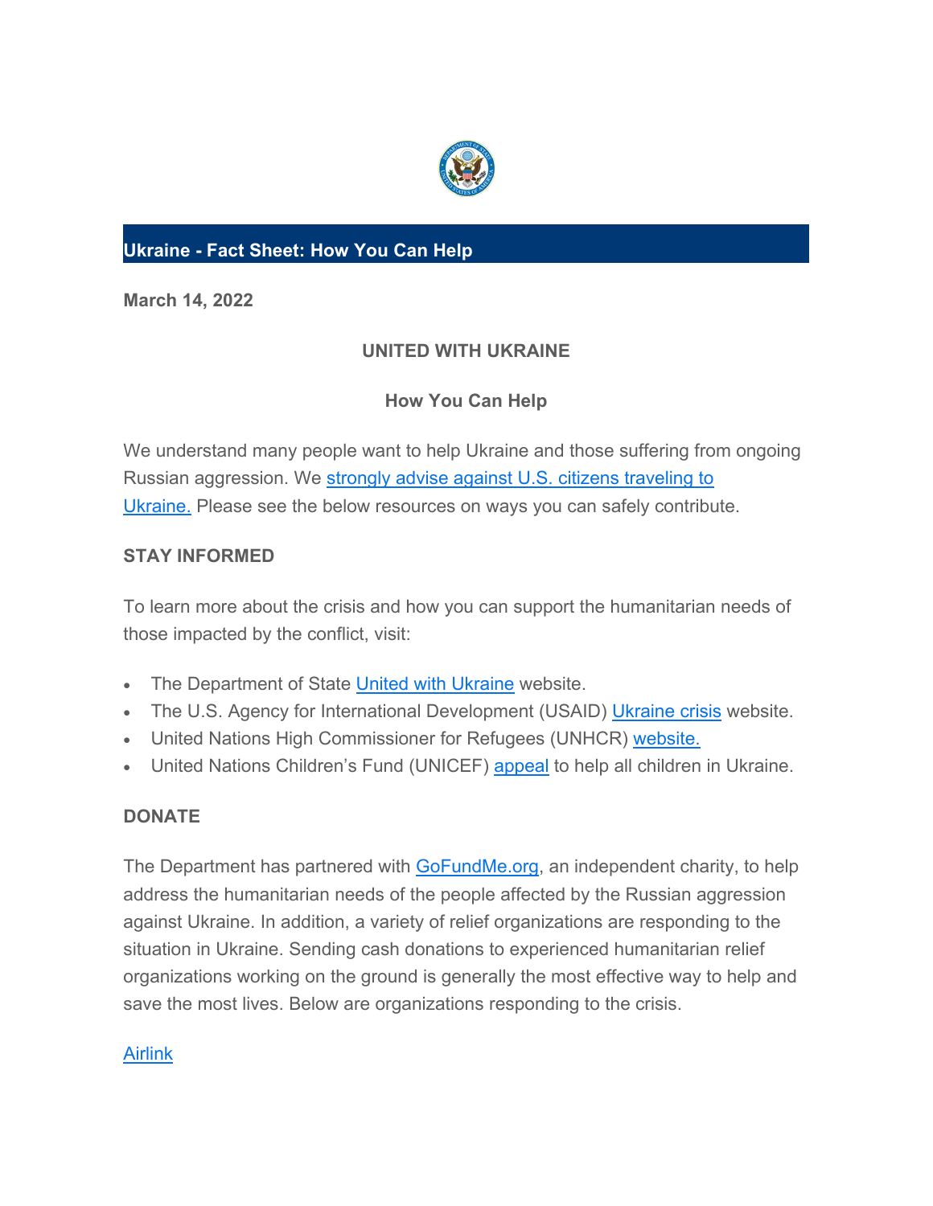## Ukraine - Fact Sheet: How You Can Help

**March 14, 2022**

**UNITED WITH UKRAINE**

**How You Can Help**

We understand many people want to help Ukraine and those suffering from ongoing Russian aggression. We strongly advise against U.S. citizens traveling to Ukraine. Please see the below resources on ways you can safely contribute.

**STAY INFORMED**

To learn more about the crisis and how you can support the humanitarian needs of those impacted by the conflict, visit:

- The Department of State United with Ukraine website.
- The U.S. Agency for International Development (USAID) Ukraine crisis website.
- United Nations High Commissioner for Refugees (UNHCR) website.
- United Nations Children's Fund (UNICEF) appeal to help all children in Ukraine.

**DONATE**

The Department has partnered with GoFundMe.org, an independent charity, to help address the humanitarian needs of the people affected by the Russian aggression against Ukraine. In addition, a variety of relief organizations are responding to the situation in Ukraine. Sending cash donations to experienced humanitarian relief organizations working on the ground is generally the most effective way to help and save the most lives. Below are organizations responding to the crisis.

Airlink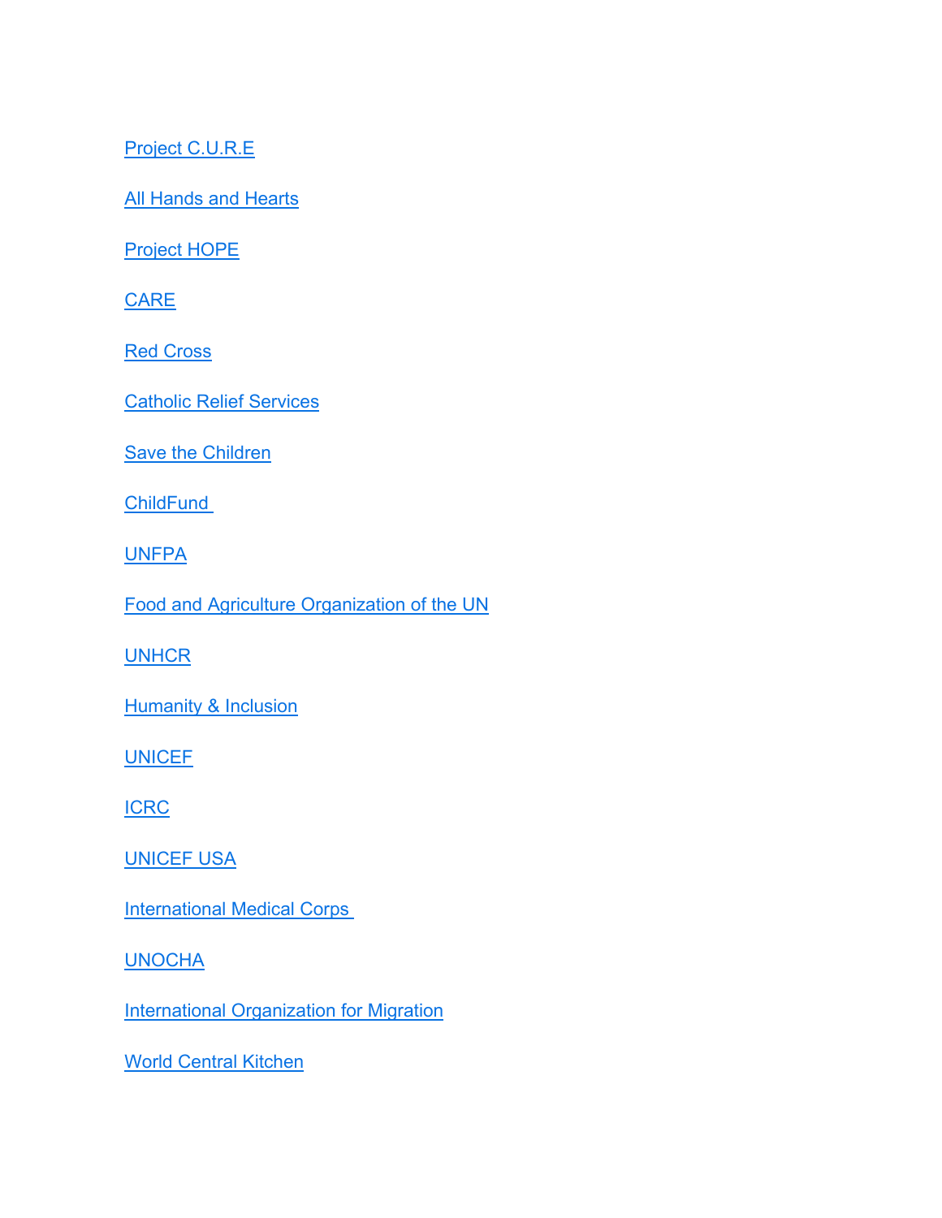Project C.U.R.E

All Hands and Hearts

Project HOPE

CARE

Red Cross

Catholic Relief Services

Save the Children

ChildFund

UNFPA

Food and Agriculture Organization of the UN

UNHCR

Humanity & Inclusion

UNICEF

ICRC

UNICEF USA

International Medical Corps

UNOCHA

International Organization for Migration

World Central Kitchen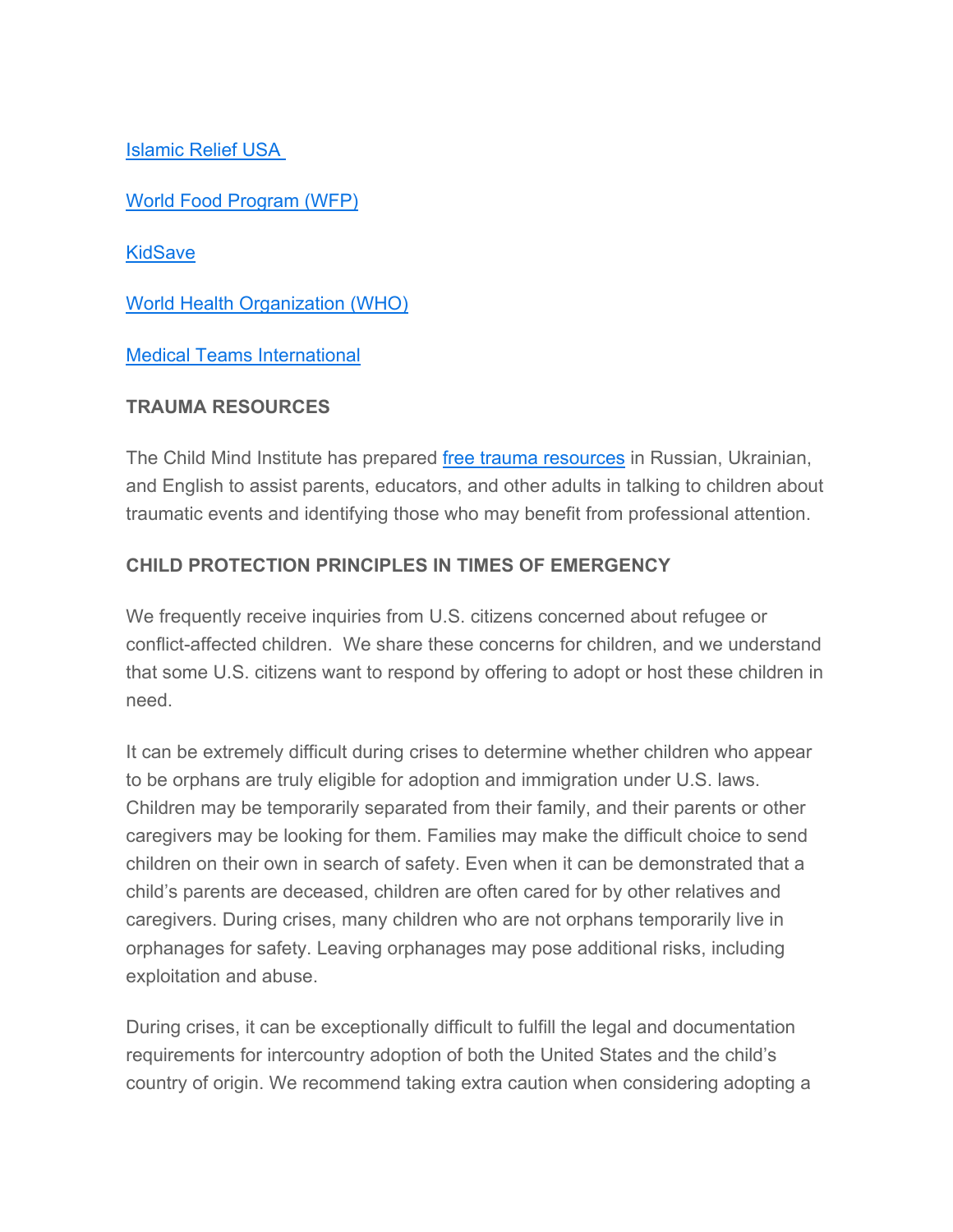[Islamic Relief USA](#)

[World Food Program (WFP)](#)

[KidSave](#)

[World Health Organization (WHO)](#)

[Medical Teams International](#)

**TRAUMA RESOURCES**

The Child Mind Institute has prepared [free trauma resources](#) in Russian, Ukrainian, and English to assist parents, educators, and other adults in talking to children about traumatic events and identifying those who may benefit from professional attention.

**CHILD PROTECTION PRINCIPLES IN TIMES OF EMERGENCY**

We frequently receive inquiries from U.S. citizens concerned about refugee or conflict-affected children. We share these concerns for children, and we understand that some U.S. citizens want to respond by offering to adopt or host these children in need.

It can be extremely difficult during crises to determine whether children who appear to be orphans are truly eligible for adoption and immigration under U.S. laws. Children may be temporarily separated from their family, and their parents or other caregivers may be looking for them. Families may make the difficult choice to send children on their own in search of safety. Even when it can be demonstrated that a child's parents are deceased, children are often cared for by other relatives and caregivers. During crises, many children who are not orphans temporarily live in orphanages for safety. Leaving orphanages may pose additional risks, including exploitation and abuse.

During crises, it can be exceptionally difficult to fulfill the legal and documentation requirements for intercountry adoption of both the United States and the child's country of origin. We recommend taking extra caution when considering adopting a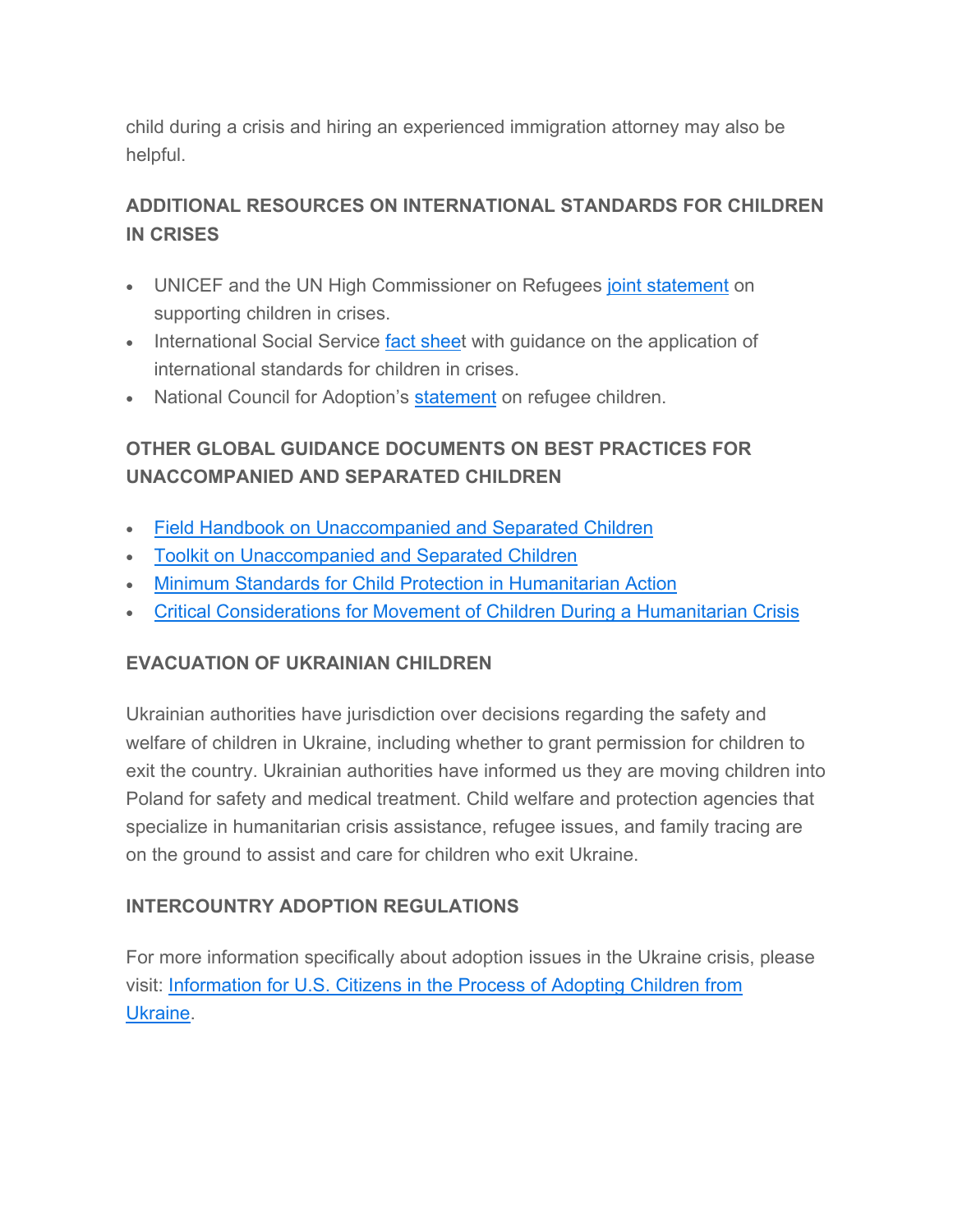child during a crisis and hiring an experienced immigration attorney may also be helpful.

### ADDITIONAL RESOURCES ON INTERNATIONAL STANDARDS FOR CHILDREN IN CRISES

- UNICEF and the UN High Commissioner on Refugees joint statement on supporting children in crises.
- International Social Service fact sheet with guidance on the application of international standards for children in crises.
- National Council for Adoption's statement on refugee children.

### OTHER GLOBAL GUIDANCE DOCUMENTS ON BEST PRACTICES FOR UNACCOMPANIED AND SEPARATED CHILDREN

- Field Handbook on Unaccompanied and Separated Children
- Toolkit on Unaccompanied and Separated Children
- Minimum Standards for Child Protection in Humanitarian Action
- Critical Considerations for Movement of Children During a Humanitarian Crisis

### EVACUATION OF UKRAINIAN CHILDREN

Ukrainian authorities have jurisdiction over decisions regarding the safety and welfare of children in Ukraine, including whether to grant permission for children to exit the country. Ukrainian authorities have informed us they are moving children into Poland for safety and medical treatment. Child welfare and protection agencies that specialize in humanitarian crisis assistance, refugee issues, and family tracing are on the ground to assist and care for children who exit Ukraine.

### INTERCOUNTRY ADOPTION REGULATIONS

For more information specifically about adoption issues in the Ukraine crisis, please visit: Information for U.S. Citizens in the Process of Adopting Children from Ukraine.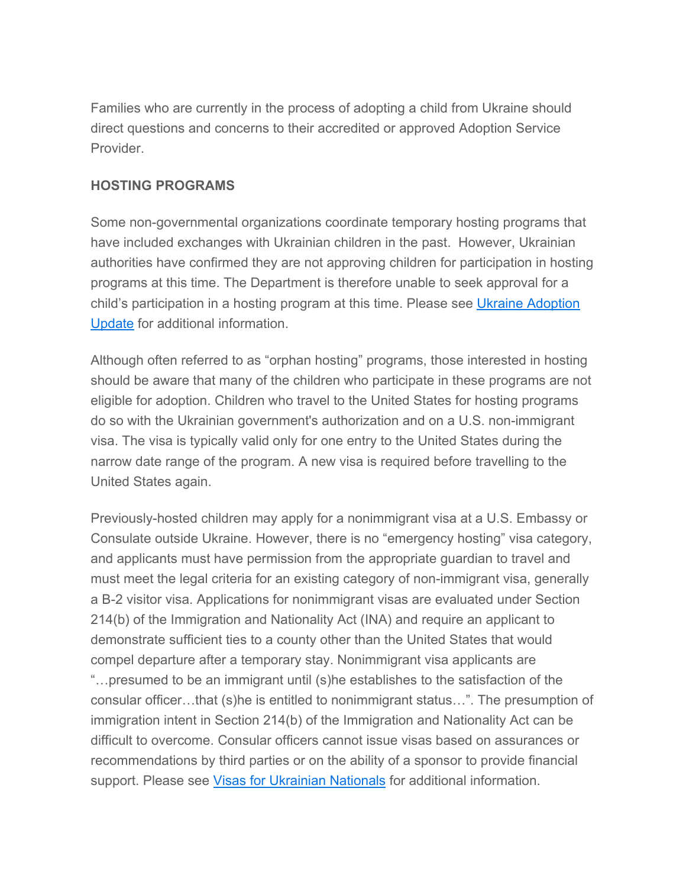Families who are currently in the process of adopting a child from Ukraine should direct questions and concerns to their accredited or approved Adoption Service Provider.

**HOSTING PROGRAMS**

Some non-governmental organizations coordinate temporary hosting programs that have included exchanges with Ukrainian children in the past. However, Ukrainian authorities have confirmed they are not approving children for participation in hosting programs at this time. The Department is therefore unable to seek approval for a child's participation in a hosting program at this time. Please see [Ukraine Adoption Update]() for additional information.

Although often referred to as "orphan hosting" programs, those interested in hosting should be aware that many of the children who participate in these programs are not eligible for adoption. Children who travel to the United States for hosting programs do so with the Ukrainian government's authorization and on a U.S. non-immigrant visa. The visa is typically valid only for one entry to the United States during the narrow date range of the program. A new visa is required before travelling to the United States again.

Previously-hosted children may apply for a nonimmigrant visa at a U.S. Embassy or Consulate outside Ukraine. However, there is no "emergency hosting" visa category, and applicants must have permission from the appropriate guardian to travel and must meet the legal criteria for an existing category of non-immigrant visa, generally a B-2 visitor visa. Applications for nonimmigrant visas are evaluated under Section 214(b) of the Immigration and Nationality Act (INA) and require an applicant to demonstrate sufficient ties to a county other than the United States that would compel departure after a temporary stay. Nonimmigrant visa applicants are "…presumed to be an immigrant until (s)he establishes to the satisfaction of the consular officer…that (s)he is entitled to nonimmigrant status…". The presumption of immigration intent in Section 214(b) of the Immigration and Nationality Act can be difficult to overcome. Consular officers cannot issue visas based on assurances or recommendations by third parties or on the ability of a sponsor to provide financial support. Please see [Visas for Ukrainian Nationals]() for additional information.